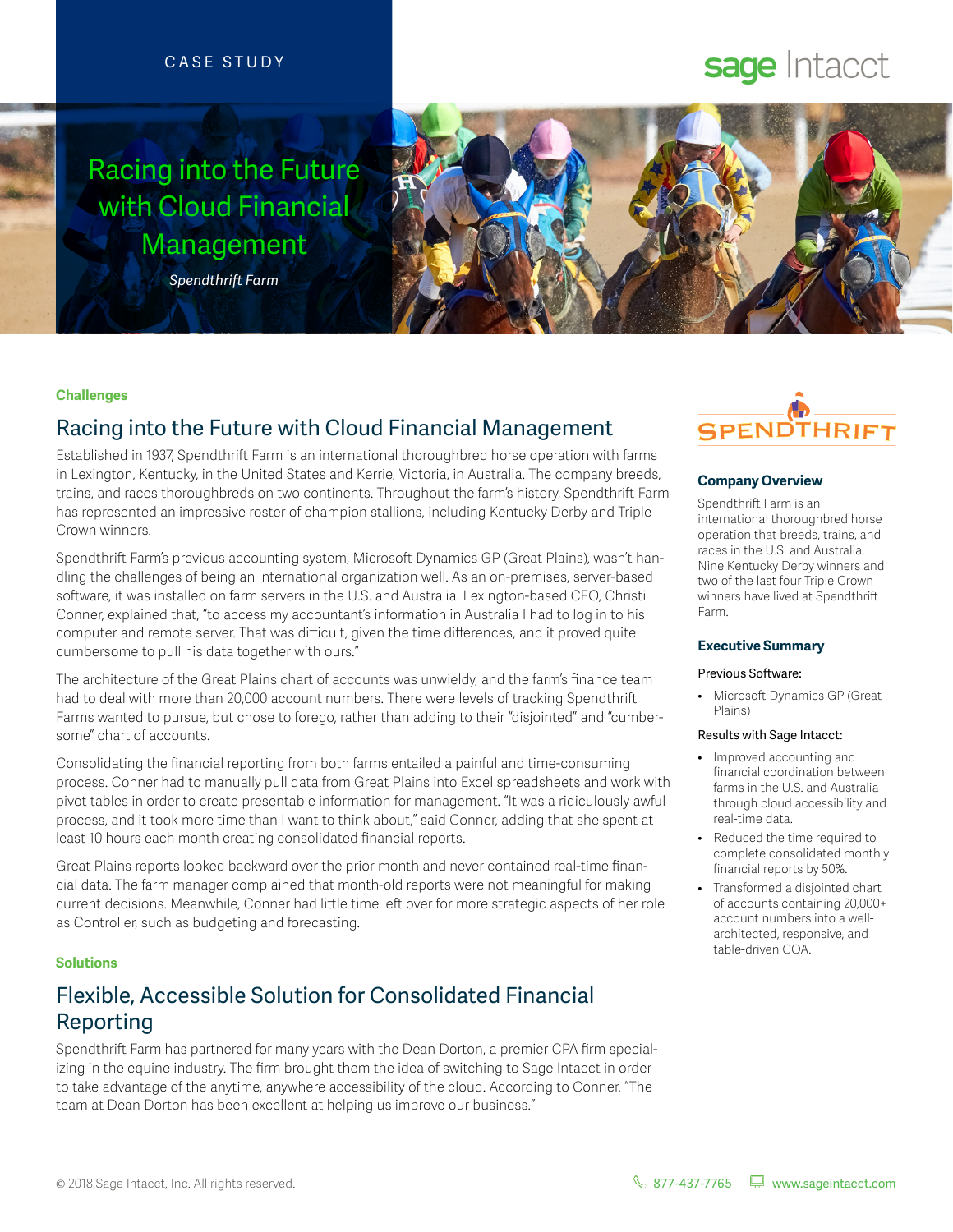CASE STUDY

# Racing into the Future with Cloud Financial Management

*Spendthrift Farm*

**Challenges**

## Racing into the Future with Cloud Financial Management

Established in 1937, Spendthrift Farm is an international thoroughbred horse operation with farms in Lexington, Kentucky, in the United States and Kerrie, Victoria, in Australia. The company breeds, trains, and races thoroughbreds on two continents. Throughout the farm's history, Spendthrift Farm has represented an impressive roster of champion stallions, including Kentucky Derby and Triple Crown winners.

Spendthrift Farm's previous accounting system, Microsoft Dynamics GP (Great Plains), wasn't handling the challenges of being an international organization well. As an on-premises, server-based software, it was installed on farm servers in the U.S. and Australia. Lexington-based CFO, Christi Conner, explained that, "to access my accountant's information in Australia I had to log in to his computer and remote server. That was difficult, given the time differences, and it proved quite cumbersome to pull his data together with ours."

The architecture of the Great Plains chart of accounts was unwieldy, and the farm's finance team had to deal with more than 20,000 account numbers. There were levels of tracking Spendthrift Farms wanted to pursue, but chose to forego, rather than adding to their "disjointed" and "cumbersome" chart of accounts.

Consolidating the financial reporting from both farms entailed a painful and time-consuming process. Conner had to manually pull data from Great Plains into Excel spreadsheets and work with pivot tables in order to create presentable information for management. "It was a ridiculously awful process, and it took more time than I want to think about," said Conner, adding that she spent at least 10 hours each month creating consolidated financial reports.

Great Plains reports looked backward over the prior month and never contained real-time financial data. The farm manager complained that month-old reports were not meaningful for making current decisions. Meanwhile, Conner had little time left over for more strategic aspects of her role as Controller, such as budgeting and forecasting.

**Solutions**

## Flexible, Accessible Solution for Consolidated Financial Reporting

Spendthrift Farm has partnered for many years with the Dean Dorton, a premier CPA firm specializing in the equine industry. The firm brought them the idea of switching to Sage Intacct in order to take advantage of the anytime, anywhere accessibility of the cloud. According to Conner, "The team at Dean Dorton has been excellent at helping us improve our business."

### Company Overview

Spendthrift Farm is an international thoroughbred horse operation that breeds, trains, and races in the U.S. and Australia. Nine Kentucky Derby winners and two of the last four Triple Crown winners have lived at Spendthrift Farm.

### Executive Summary

Previous Software:

- Microsoft Dynamics GP (Great Plains)

Results with Sage Intacct:

- Improved accounting and financial coordination between farms in the U.S. and Australia through cloud accessibility and real-time data.
- Reduced the time required to complete consolidated monthly financial reports by 50%.
- Transformed a disjointed chart of accounts containing 20,000+ account numbers into a well-architected, responsive, and table-driven COA.

© 2018 Sage Intacct, Inc. All rights reserved. 877-437-7765 www.sageintacct.com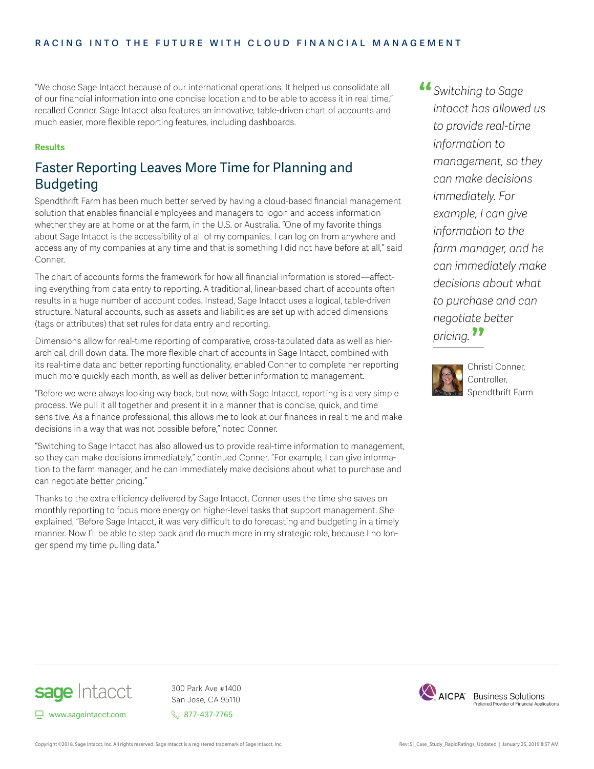"We chose Sage Intacct because of our international operations. It helped us consolidate all of our financial information into one concise location and to be able to access it in real time," recalled Conner. Sage Intacct also features an innovative, table-driven chart of accounts and much easier, more flexible reporting features, including dashboards.

**Results**

## Faster Reporting Leaves More Time for Planning and Budgeting

Spendthrift Farm has been much better served by having a cloud-based financial management solution that enables financial employees and managers to logon and access information whether they are at home or at the farm, in the U.S. or Australia. "One of my favorite things about Sage Intacct is the accessibility of all of my companies. I can log on from anywhere and access any of my companies at any time and that is something I did not have before at all," said Conner.

The chart of accounts forms the framework for how all financial information is stored—affecting everything from data entry to reporting. A traditional, linear-based chart of accounts often results in a huge number of account codes. Instead, Sage Intacct uses a logical, table-driven structure. Natural accounts, such as assets and liabilities are set up with added dimensions (tags or attributes) that set rules for data entry and reporting.

Dimensions allow for real-time reporting of comparative, cross-tabulated data as well as hierarchical, drill down data. The more flexible chart of accounts in Sage Intacct, combined with its real-time data and better reporting functionality, enabled Conner to complete her reporting much more quickly each month, as well as deliver better information to management.

"Before we were always looking way back, but now, with Sage Intacct, reporting is a very simple process. We pull it all together and present it in a manner that is concise, quick, and time sensitive. As a finance professional, this allows me to look at our finances in real time and make decisions in a way that was not possible before," noted Conner.

"Switching to Sage Intacct has also allowed us to provide real-time information to management, so they can make decisions immediately," continued Conner. "For example, I can give information to the farm manager, and he can immediately make decisions about what to purchase and can negotiate better pricing."

Thanks to the extra efficiency delivered by Sage Intacct, Conner uses the time she saves on monthly reporting to focus more energy on higher-level tasks that support management. She explained, "Before Sage Intacct, it was very difficult to do forecasting and budgeting in a timely manner. Now I'll be able to step back and do much more in my strategic role, because I no longer spend my time pulling data."

> *"Switching to Sage Intacct has allowed us to provide real-time information to management, so they can make decisions immediately. For example, I can give information to the farm manager, and he can immediately make decisions about what to purchase and can negotiate better pricing."*
>
> Christi Conner, Controller, Spendthrift Farm

sage Intacct

www.sageintacct.com

300 Park Ave #1400
San Jose, CA 95110

877-437-7765

AICPA Business Solutions
Preferred Provider of Financial Applications

Copyright ©2018, Sage Intacct, Inc. All rights reserved. Sage Intacct is a registered trademark of Sage Intacct, Inc.

Rev: SI_Case_Study_RapidRatings_Updated | January 25, 2019 8:57 AM